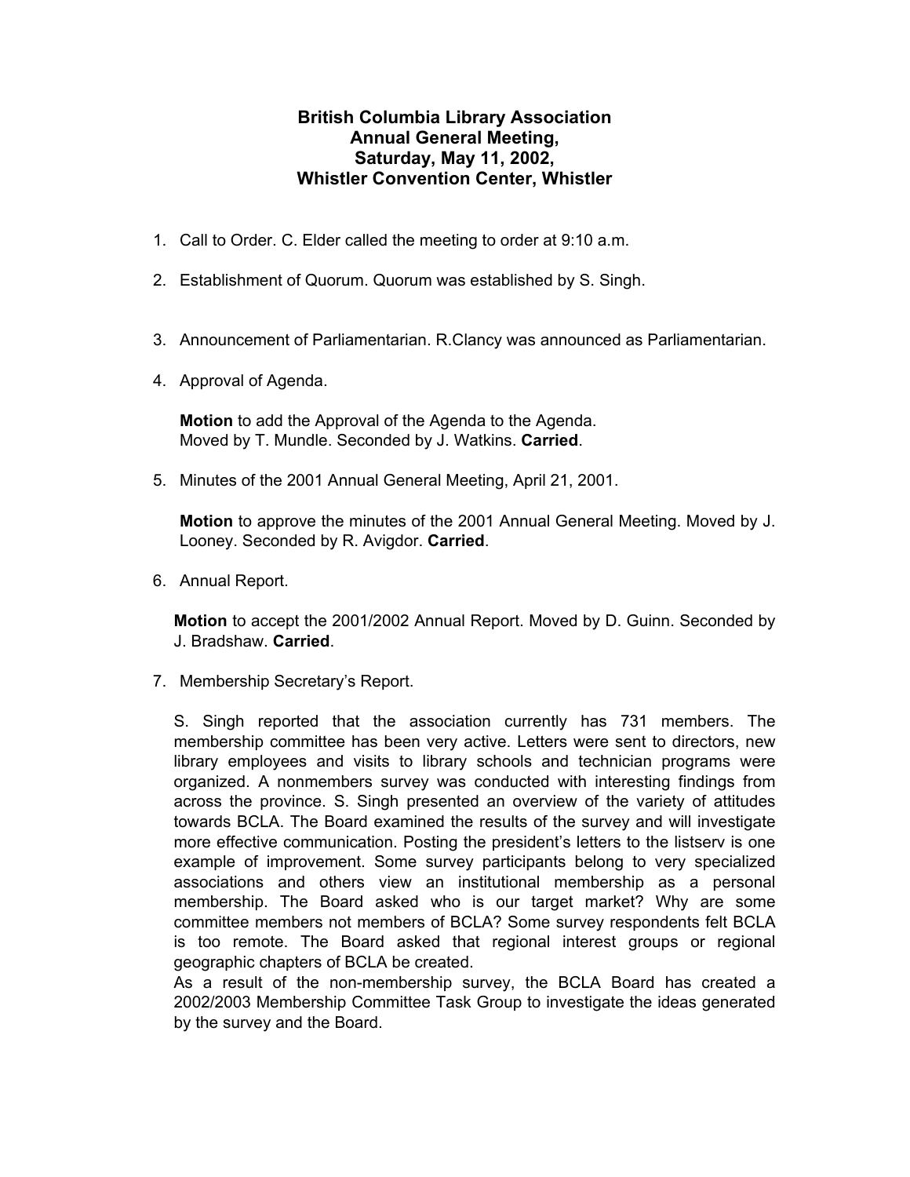# British Columbia Library Association Annual General Meeting, Saturday, May 11, 2002, Whistler Convention Center, Whistler

1. Call to Order. C. Elder called the meeting to order at 9:10 a.m.

2. Establishment of Quorum. Quorum was established by S. Singh.

3. Announcement of Parliamentarian. R.Clancy was announced as Parliamentarian.

4. Approval of Agenda.

   **Motion** to add the Approval of the Agenda to the Agenda. Moved by T. Mundle. Seconded by J. Watkins. **Carried**.

5. Minutes of the 2001 Annual General Meeting, April 21, 2001.

   **Motion** to approve the minutes of the 2001 Annual General Meeting. Moved by J. Looney. Seconded by R. Avigdor. **Carried**.

6. Annual Report.

   **Motion** to accept the 2001/2002 Annual Report. Moved by D. Guinn. Seconded by J. Bradshaw. **Carried**.

7. Membership Secretary's Report.

   S. Singh reported that the association currently has 731 members. The membership committee has been very active. Letters were sent to directors, new library employees and visits to library schools and technician programs were organized. A nonmembers survey was conducted with interesting findings from across the province. S. Singh presented an overview of the variety of attitudes towards BCLA. The Board examined the results of the survey and will investigate more effective communication. Posting the president's letters to the listserv is one example of improvement. Some survey participants belong to very specialized associations and others view an institutional membership as a personal membership. The Board asked who is our target market? Why are some committee members not members of BCLA? Some survey respondents felt BCLA is too remote. The Board asked that regional interest groups or regional geographic chapters of BCLA be created.
   As a result of the non-membership survey, the BCLA Board has created a 2002/2003 Membership Committee Task Group to investigate the ideas generated by the survey and the Board.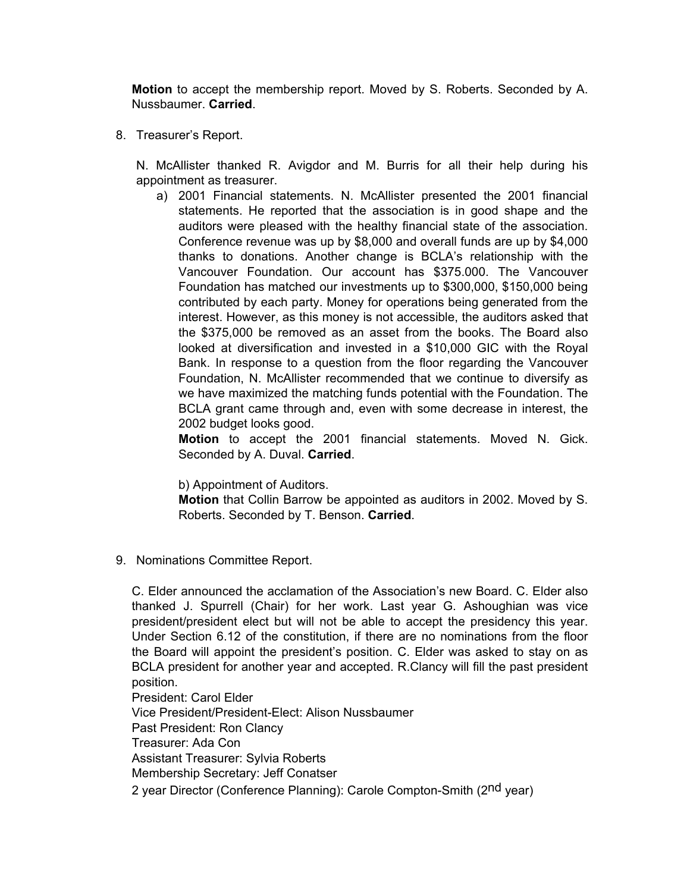**Motion** to accept the membership report. Moved by S. Roberts. Seconded by A. Nussbaumer. **Carried**.

8. Treasurer's Report.

   N. McAllister thanked R. Avigdor and M. Burris for all their help during his appointment as treasurer.

   a) 2001 Financial statements. N. McAllister presented the 2001 financial statements. He reported that the association is in good shape and the auditors were pleased with the healthy financial state of the association. Conference revenue was up by $8,000 and overall funds are up by $4,000 thanks to donations. Another change is BCLA's relationship with the Vancouver Foundation. Our account has $375.000. The Vancouver Foundation has matched our investments up to $300,000, $150,000 being contributed by each party. Money for operations being generated from the interest. However, as this money is not accessible, the auditors asked that the $375,000 be removed as an asset from the books. The Board also looked at diversification and invested in a $10,000 GIC with the Royal Bank. In response to a question from the floor regarding the Vancouver Foundation, N. McAllister recommended that we continue to diversify as we have maximized the matching funds potential with the Foundation. The BCLA grant came through and, even with some decrease in interest, the 2002 budget looks good.

      **Motion** to accept the 2001 financial statements. Moved N. Gick. Seconded by A. Duval. **Carried**.

   b) Appointment of Auditors.

      **Motion** that Collin Barrow be appointed as auditors in 2002. Moved by S. Roberts. Seconded by T. Benson. **Carried**.

9. Nominations Committee Report.

   C. Elder announced the acclamation of the Association's new Board. C. Elder also thanked J. Spurrell (Chair) for her work. Last year G. Ashoughian was vice president/president elect but will not be able to accept the presidency this year. Under Section 6.12 of the constitution, if there are no nominations from the floor the Board will appoint the president's position. C. Elder was asked to stay on as BCLA president for another year and accepted. R.Clancy will fill the past president position.

   President: Carol Elder
   Vice President/President-Elect: Alison Nussbaumer
   Past President: Ron Clancy
   Treasurer: Ada Con
   Assistant Treasurer: Sylvia Roberts
   Membership Secretary: Jeff Conatser
   2 year Director (Conference Planning): Carole Compton-Smith (2nd year)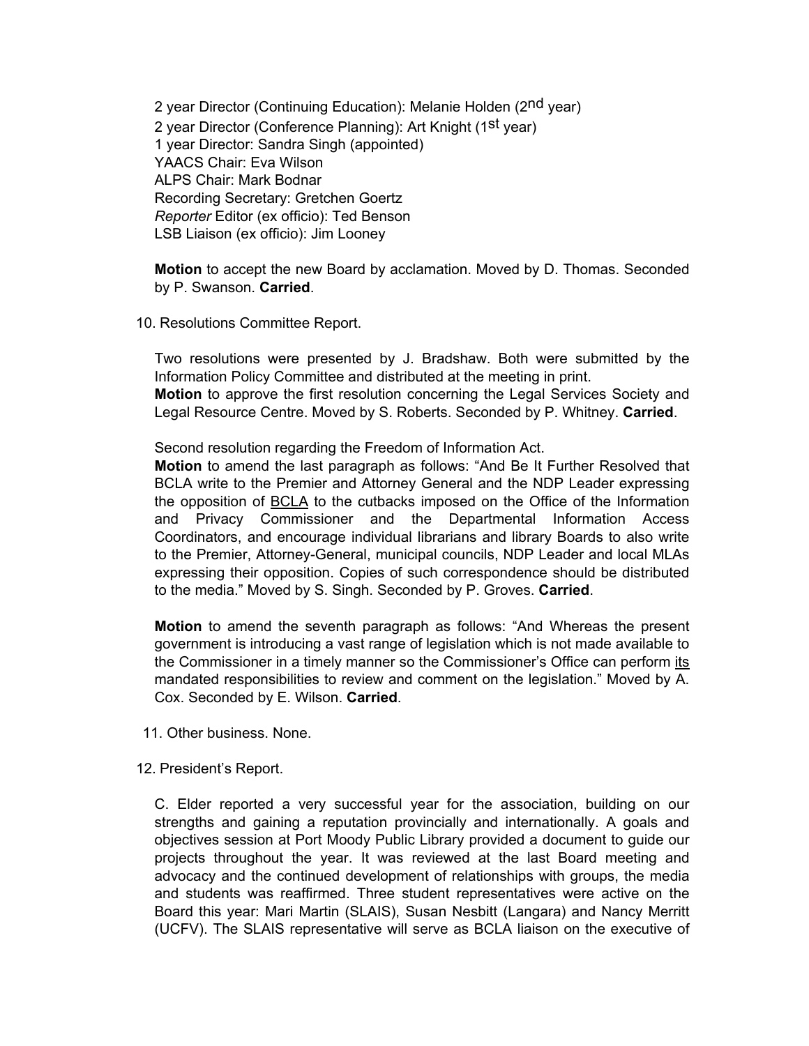2 year Director (Continuing Education): Melanie Holden (2nd year)
2 year Director (Conference Planning): Art Knight (1st year)
1 year Director: Sandra Singh (appointed)
YAACS Chair: Eva Wilson
ALPS Chair: Mark Bodnar
Recording Secretary: Gretchen Goertz
*Reporter* Editor (ex officio): Ted Benson
LSB Liaison (ex officio): Jim Looney

**Motion** to accept the new Board by acclamation. Moved by D. Thomas. Seconded by P. Swanson. **Carried**.

10. Resolutions Committee Report.

Two resolutions were presented by J. Bradshaw. Both were submitted by the Information Policy Committee and distributed at the meeting in print.
**Motion** to approve the first resolution concerning the Legal Services Society and Legal Resource Centre. Moved by S. Roberts. Seconded by P. Whitney. **Carried**.

Second resolution regarding the Freedom of Information Act.
**Motion** to amend the last paragraph as follows: "And Be It Further Resolved that BCLA write to the Premier and Attorney General and the NDP Leader expressing the opposition of <u>BCLA</u> to the cutbacks imposed on the Office of the Information and Privacy Commissioner and the Departmental Information Access Coordinators, and encourage individual librarians and library Boards to also write to the Premier, Attorney-General, municipal councils, NDP Leader and local MLAs expressing their opposition. Copies of such correspondence should be distributed to the media." Moved by S. Singh. Seconded by P. Groves. **Carried**.

**Motion** to amend the seventh paragraph as follows: "And Whereas the present government is introducing a vast range of legislation which is not made available to the Commissioner in a timely manner so the Commissioner's Office can perform <u>its</u> mandated responsibilities to review and comment on the legislation." Moved by A. Cox. Seconded by E. Wilson. **Carried**.

11. Other business. None.

12. President's Report.

C. Elder reported a very successful year for the association, building on our strengths and gaining a reputation provincially and internationally. A goals and objectives session at Port Moody Public Library provided a document to guide our projects throughout the year. It was reviewed at the last Board meeting and advocacy and the continued development of relationships with groups, the media and students was reaffirmed. Three student representatives were active on the Board this year: Mari Martin (SLAIS), Susan Nesbitt (Langara) and Nancy Merritt (UCFV). The SLAIS representative will serve as BCLA liaison on the executive of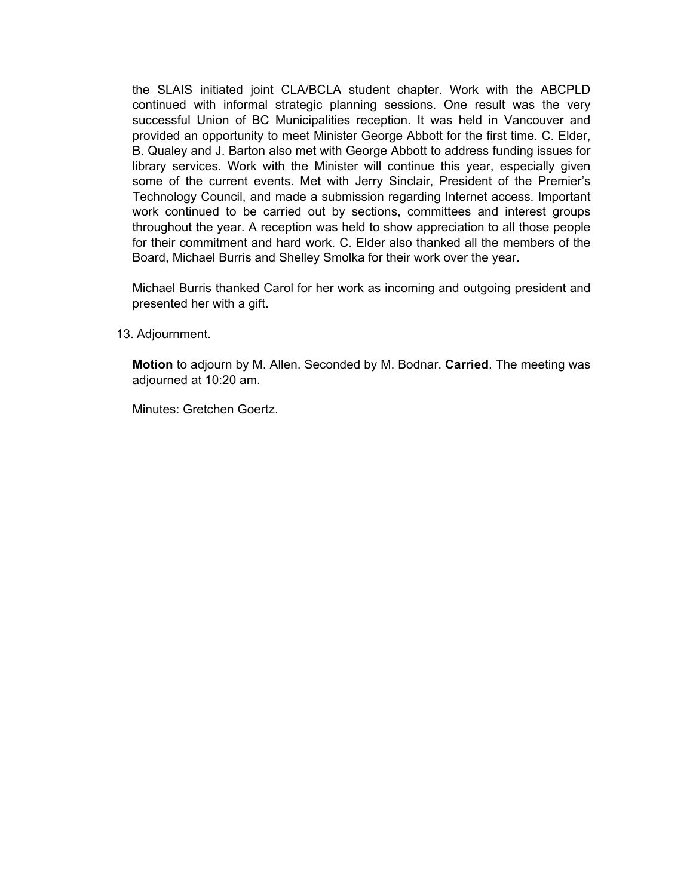the SLAIS initiated joint CLA/BCLA student chapter. Work with the ABCPLD continued with informal strategic planning sessions. One result was the very successful Union of BC Municipalities reception. It was held in Vancouver and provided an opportunity to meet Minister George Abbott for the first time. C. Elder, B. Qualey and J. Barton also met with George Abbott to address funding issues for library services. Work with the Minister will continue this year, especially given some of the current events. Met with Jerry Sinclair, President of the Premier's Technology Council, and made a submission regarding Internet access. Important work continued to be carried out by sections, committees and interest groups throughout the year. A reception was held to show appreciation to all those people for their commitment and hard work. C. Elder also thanked all the members of the Board, Michael Burris and Shelley Smolka for their work over the year.

Michael Burris thanked Carol for her work as incoming and outgoing president and presented her with a gift.

13. Adjournment.

**Motion** to adjourn by M. Allen. Seconded by M. Bodnar. **Carried**. The meeting was adjourned at 10:20 am.

Minutes: Gretchen Goertz.